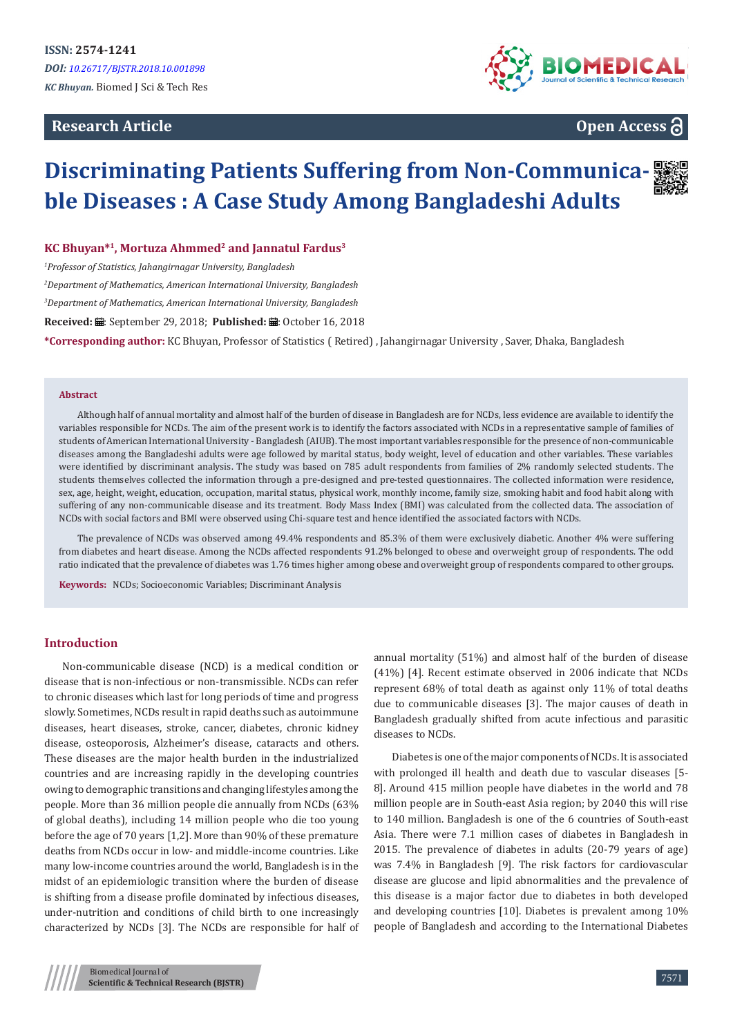ISSN: 2574-1241

*DOI: 10.26717/BJSTR.2018.10.001898*

*KC Bhuyan.* Biomed J Sci & Tech Res

**Research Article** **Open Access**

# Discriminating Patients Suffering from Non-Communicable Diseases : A Case Study Among Bangladeshi Adults

**KC Bhuyan*[1], Mortuza Ahmmed[2] and Jannatul Fardus[3]**

[1]*Professor of Statistics, Jahangirnagar University, Bangladesh*

[2]*Department of Mathematics, American International University, Bangladesh*

[3]*Department of Mathematics, American International University, Bangladesh*

**Received:** September 29, 2018; **Published:** October 16, 2018

***Corresponding author:** KC Bhuyan, Professor of Statistics ( Retired) , Jahangirnagar University , Saver, Dhaka, Bangladesh

## Abstract

Although half of annual mortality and almost half of the burden of disease in Bangladesh are for NCDs, less evidence are available to identify the variables responsible for NCDs. The aim of the present work is to identify the factors associated with NCDs in a representative sample of families of students of American International University - Bangladesh (AIUB). The most important variables responsible for the presence of non-communicable diseases among the Bangladeshi adults were age followed by marital status, body weight, level of education and other variables. These variables were identified by discriminant analysis. The study was based on 785 adult respondents from families of 2% randomly selected students. The students themselves collected the information through a pre-designed and pre-tested questionnaires. The collected information were residence, sex, age, height, weight, education, occupation, marital status, physical work, monthly income, family size, smoking habit and food habit along with suffering of any non-communicable disease and its treatment. Body Mass Index (BMI) was calculated from the collected data. The association of NCDs with social factors and BMI were observed using Chi-square test and hence identified the associated factors with NCDs.

The prevalence of NCDs was observed among 49.4% respondents and 85.3% of them were exclusively diabetic. Another 4% were suffering from diabetes and heart disease. Among the NCDs affected respondents 91.2% belonged to obese and overweight group of respondents. The odd ratio indicated that the prevalence of diabetes was 1.76 times higher among obese and overweight group of respondents compared to other groups.

**Keywords:** NCDs; Socioeconomic Variables; Discriminant Analysis

## Introduction

Non-communicable disease (NCD) is a medical condition or disease that is non-infectious or non-transmissible. NCDs can refer to chronic diseases which last for long periods of time and progress slowly. Sometimes, NCDs result in rapid deaths such as autoimmune diseases, heart diseases, stroke, cancer, diabetes, chronic kidney disease, osteoporosis, Alzheimer's disease, cataracts and others. These diseases are the major health burden in the industrialized countries and are increasing rapidly in the developing countries owing to demographic transitions and changing lifestyles among the people. More than 36 million people die annually from NCDs (63% of global deaths), including 14 million people who die too young before the age of 70 years [1,2]. More than 90% of these premature deaths from NCDs occur in low- and middle-income countries. Like many low-income countries around the world, Bangladesh is in the midst of an epidemiologic transition where the burden of disease is shifting from a disease profile dominated by infectious diseases, under-nutrition and conditions of child birth to one increasingly characterized by NCDs [3]. The NCDs are responsible for half of annual mortality (51%) and almost half of the burden of disease (41%) [4]. Recent estimate observed in 2006 indicate that NCDs represent 68% of total death as against only 11% of total deaths due to communicable diseases [3]. The major causes of death in Bangladesh gradually shifted from acute infectious and parasitic diseases to NCDs.

Diabetes is one of the major components of NCDs. It is associated with prolonged ill health and death due to vascular diseases [5-8]. Around 415 million people have diabetes in the world and 78 million people are in South-east Asia region; by 2040 this will rise to 140 million. Bangladesh is one of the 6 countries of South-east Asia. There were 7.1 million cases of diabetes in Bangladesh in 2015. The prevalence of diabetes in adults (20-79 years of age) was 7.4% in Bangladesh [9]. The risk factors for cardiovascular disease are glucose and lipid abnormalities and the prevalence of this disease is a major factor due to diabetes in both developed and developing countries [10]. Diabetes is prevalent among 10% people of Bangladesh and according to the International Diabetes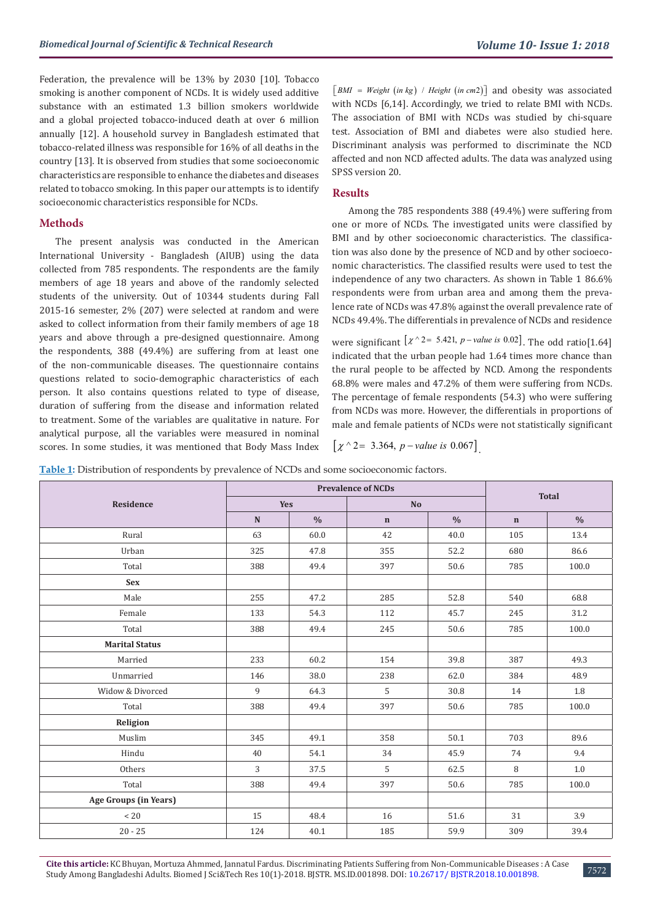Federation, the prevalence will be 13% by 2030 [10]. Tobacco smoking is another component of NCDs. It is widely used additive substance with an estimated 1.3 billion smokers worldwide and a global projected tobacco-induced death at over 6 million annually [12]. A household survey in Bangladesh estimated that tobacco-related illness was responsible for 16% of all deaths in the country [13]. It is observed from studies that some socioeconomic characteristics are responsible to enhance the diabetes and diseases related to tobacco smoking. In this paper our attempts is to identify socioeconomic characteristics responsible for NCDs.

## Methods

The present analysis was conducted in the American International University - Bangladesh (AIUB) using the data collected from 785 respondents. The respondents are the family members of age 18 years and above of the randomly selected students of the university. Out of 10344 students during Fall 2015-16 semester, 2% (207) were selected at random and were asked to collect information from their family members of age 18 years and above through a pre-designed questionnaire. Among the respondents, 388 (49.4%) are suffering from at least one of the non-communicable diseases. The questionnaire contains questions related to socio-demographic characteristics of each person. It also contains questions related to type of disease, duration of suffering from the disease and information related to treatment. Some of the variables are qualitative in nature. For analytical purpose, all the variables were measured in nominal scores. In some studies, it was mentioned that Body Mass Index $[BMI = Weight\ (in\ kg)\ /\ Height\ (in\ cm2)]$ and obesity was associated with NCDs [6,14]. Accordingly, we tried to relate BMI with NCDs. The association of BMI with NCDs was studied by chi-square test. Association of BMI and diabetes were also studied here. Discriminant analysis was performed to discriminate the NCD affected and non NCD affected adults. The data was analyzed using SPSS version 20.

## Results

Among the 785 respondents 388 (49.4%) were suffering from one or more of NCDs. The investigated units were classified by BMI and by other socioeconomic characteristics. The classification was also done by the presence of NCD and by other socioeconomic characteristics. The classified results were used to test the independence of any two characters. As shown in Table 1 86.6% respondents were from urban area and among them the prevalence rate of NCDs was 47.8% against the overall prevalence rate of NCDs 49.4%. The differentials in prevalence of NCDs and residence were significant $[\chi^2 = 5.421,\ p-value\ is\ 0.02]$. The odd ratio[1.64] indicated that the urban people had 1.64 times more chance than the rural people to be affected by NCD. Among the respondents 68.8% were males and 47.2% of them were suffering from NCDs. The percentage of female respondents (54.3) who were suffering from NCDs was more. However, the differentials in proportions of male and female patients of NCDs were not statistically significant $[\chi^2 = 3.364,\ p-value\ is\ 0.067]$.

**Table 1**: Distribution of respondents by prevalence of NCDs and some socioeconomic factors.

| Residence | Prevalence of NCDs | | | | Total | |
|---|---|---|---|---|---|---|
| | Yes | | No | | | |
| | N | % | n | % | n | % |
| Rural | 63 | 60.0 | 42 | 40.0 | 105 | 13.4 |
| Urban | 325 | 47.8 | 355 | 52.2 | 680 | 86.6 |
| Total | 388 | 49.4 | 397 | 50.6 | 785 | 100.0 |
| **Sex** | | | | | | |
| Male | 255 | 47.2 | 285 | 52.8 | 540 | 68.8 |
| Female | 133 | 54.3 | 112 | 45.7 | 245 | 31.2 |
| Total | 388 | 49.4 | 245 | 50.6 | 785 | 100.0 |
| **Marital Status** | | | | | | |
| Married | 233 | 60.2 | 154 | 39.8 | 387 | 49.3 |
| Unmarried | 146 | 38.0 | 238 | 62.0 | 384 | 48.9 |
| Widow & Divorced | 9 | 64.3 | 5 | 30.8 | 14 | 1.8 |
| Total | 388 | 49.4 | 397 | 50.6 | 785 | 100.0 |
| **Religion** | | | | | | |
| Muslim | 345 | 49.1 | 358 | 50.1 | 703 | 89.6 |
| Hindu | 40 | 54.1 | 34 | 45.9 | 74 | 9.4 |
| Others | 3 | 37.5 | 5 | 62.5 | 8 | 1.0 |
| Total | 388 | 49.4 | 397 | 50.6 | 785 | 100.0 |
| **Age Groups (in Years)** | | | | | | |
| < 20 | 15 | 48.4 | 16 | 51.6 | 31 | 3.9 |
| 20 - 25 | 124 | 40.1 | 185 | 59.9 | 309 | 39.4 |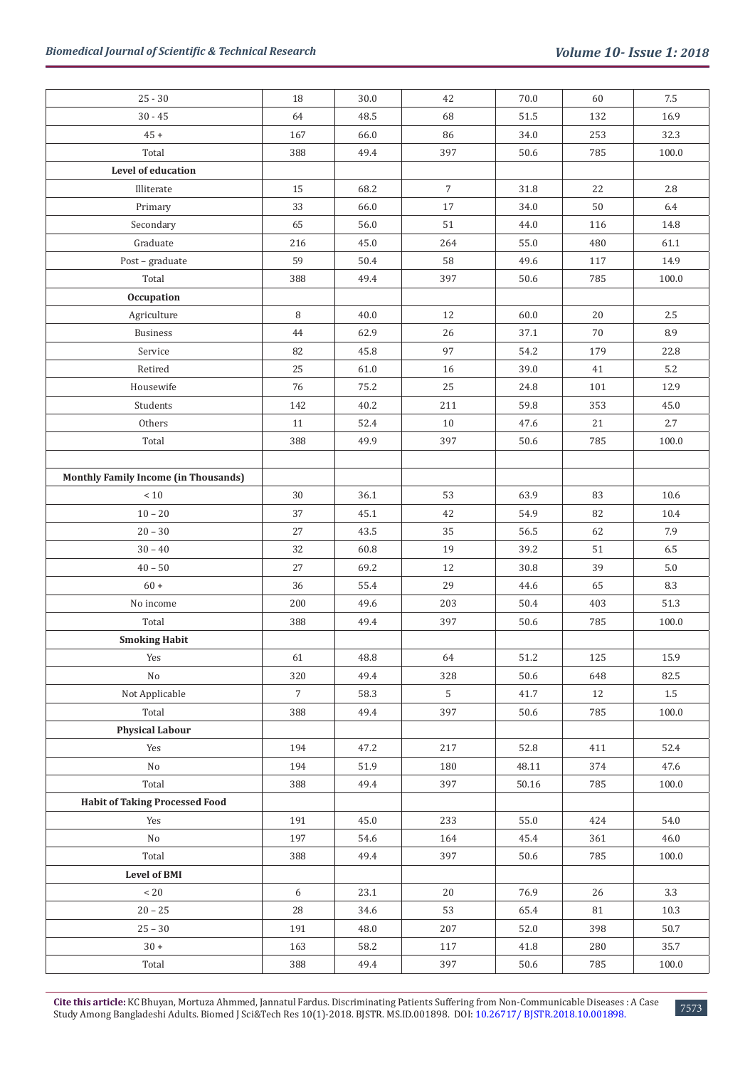| | | | | | | |
|---|---|---|---|---|---|---|
| 25 - 30 | 18 | 30.0 | 42 | 70.0 | 60 | 7.5 |
| 30 - 45 | 64 | 48.5 | 68 | 51.5 | 132 | 16.9 |
| 45 + | 167 | 66.0 | 86 | 34.0 | 253 | 32.3 |
| Total | 388 | 49.4 | 397 | 50.6 | 785 | 100.0 |
| **Level of education** | | | | | | |
| Illiterate | 15 | 68.2 | 7 | 31.8 | 22 | 2.8 |
| Primary | 33 | 66.0 | 17 | 34.0 | 50 | 6.4 |
| Secondary | 65 | 56.0 | 51 | 44.0 | 116 | 14.8 |
| Graduate | 216 | 45.0 | 264 | 55.0 | 480 | 61.1 |
| Post – graduate | 59 | 50.4 | 58 | 49.6 | 117 | 14.9 |
| Total | 388 | 49.4 | 397 | 50.6 | 785 | 100.0 |
| **Occupation** | | | | | | |
| Agriculture | 8 | 40.0 | 12 | 60.0 | 20 | 2.5 |
| Business | 44 | 62.9 | 26 | 37.1 | 70 | 8.9 |
| Service | 82 | 45.8 | 97 | 54.2 | 179 | 22.8 |
| Retired | 25 | 61.0 | 16 | 39.0 | 41 | 5.2 |
| Housewife | 76 | 75.2 | 25 | 24.8 | 101 | 12.9 |
| Students | 142 | 40.2 | 211 | 59.8 | 353 | 45.0 |
| Others | 11 | 52.4 | 10 | 47.6 | 21 | 2.7 |
| Total | 388 | 49.9 | 397 | 50.6 | 785 | 100.0 |
| | | | | | | |
| **Monthly Family Income (in Thousands)** | | | | | | |
| < 10 | 30 | 36.1 | 53 | 63.9 | 83 | 10.6 |
| 10 – 20 | 37 | 45.1 | 42 | 54.9 | 82 | 10.4 |
| 20 – 30 | 27 | 43.5 | 35 | 56.5 | 62 | 7.9 |
| 30 – 40 | 32 | 60.8 | 19 | 39.2 | 51 | 6.5 |
| 40 – 50 | 27 | 69.2 | 12 | 30.8 | 39 | 5.0 |
| 60 + | 36 | 55.4 | 29 | 44.6 | 65 | 8.3 |
| No income | 200 | 49.6 | 203 | 50.4 | 403 | 51.3 |
| Total | 388 | 49.4 | 397 | 50.6 | 785 | 100.0 |
| **Smoking Habit** | | | | | | |
| Yes | 61 | 48.8 | 64 | 51.2 | 125 | 15.9 |
| No | 320 | 49.4 | 328 | 50.6 | 648 | 82.5 |
| Not Applicable | 7 | 58.3 | 5 | 41.7 | 12 | 1.5 |
| Total | 388 | 49.4 | 397 | 50.6 | 785 | 100.0 |
| **Physical Labour** | | | | | | |
| Yes | 194 | 47.2 | 217 | 52.8 | 411 | 52.4 |
| No | 194 | 51.9 | 180 | 48.11 | 374 | 47.6 |
| Total | 388 | 49.4 | 397 | 50.16 | 785 | 100.0 |
| **Habit of Taking Processed Food** | | | | | | |
| Yes | 191 | 45.0 | 233 | 55.0 | 424 | 54.0 |
| No | 197 | 54.6 | 164 | 45.4 | 361 | 46.0 |
| Total | 388 | 49.4 | 397 | 50.6 | 785 | 100.0 |
| **Level of BMI** | | | | | | |
| < 20 | 6 | 23.1 | 20 | 76.9 | 26 | 3.3 |
| 20 – 25 | 28 | 34.6 | 53 | 65.4 | 81 | 10.3 |
| 25 – 30 | 191 | 48.0 | 207 | 52.0 | 398 | 50.7 |
| 30 + | 163 | 58.2 | 117 | 41.8 | 280 | 35.7 |
| Total | 388 | 49.4 | 397 | 50.6 | 785 | 100.0 |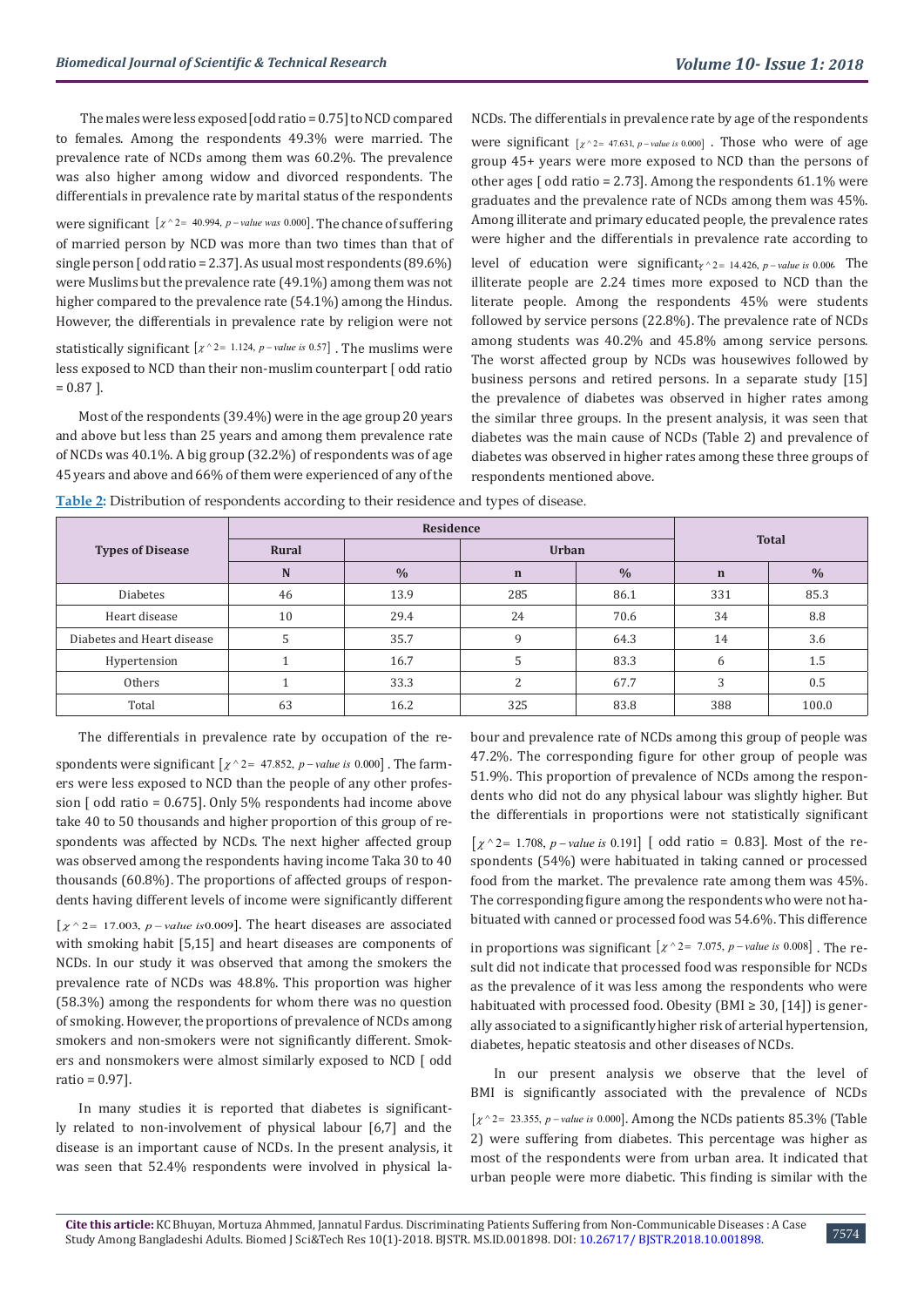The males were less exposed [odd ratio = 0.75] to NCD compared to females. Among the respondents 49.3% were married. The prevalence rate of NCDs among them was 60.2%. The prevalence was also higher among widow and divorced respondents. The differentials in prevalence rate by marital status of the respondents were significant [$\chi^2 = 40.994$, $p-value$ was 0.000]. The chance of suffering of married person by NCD was more than two times than that of single person [ odd ratio = 2.37]. As usual most respondents (89.6%) were Muslims but the prevalence rate (49.1%) among them was not higher compared to the prevalence rate (54.1%) among the Hindus. However, the differentials in prevalence rate by religion were not statistically significant [$\chi^2 = 1.124$, $p-value$ is 0.57] . The muslims were less exposed to NCD than their non-muslim counterpart [ odd ratio = 0.87 ].

Most of the respondents (39.4%) were in the age group 20 years and above but less than 25 years and among them prevalence rate of NCDs was 40.1%. A big group (32.2%) of respondents was of age 45 years and above and 66% of them were experienced of any of the NCDs. The differentials in prevalence rate by age of the respondents were significant [$\chi^2 = 47.631$, $p-value$ is 0.000] . Those who were of age group 45+ years were more exposed to NCD than the persons of other ages [ odd ratio = 2.73]. Among the respondents 61.1% were graduates and the prevalence rate of NCDs among them was 45%. Among illiterate and primary educated people, the prevalence rates were higher and the differentials in prevalence rate according to level of education were significant $\chi^2 = 14.426$, $p-value$ is 0.006. The illiterate people are 2.24 times more exposed to NCD than the literate people. Among the respondents 45% were students followed by service persons (22.8%). The prevalence rate of NCDs among students was 40.2% and 45.8% among service persons. The worst affected group by NCDs was housewives followed by business persons and retired persons. In a separate study [15] the prevalence of diabetes was observed in higher rates among the similar three groups. In the present analysis, it was seen that diabetes was the main cause of NCDs (Table 2) and prevalence of diabetes was observed in higher rates among these three groups of respondents mentioned above.

**Table 2:** Distribution of respondents according to their residence and types of disease.

| Types of Disease | Residence | | | | Total | |
|---|---|---|---|---|---|---|
| | Rural | | Urban | | | |
| | N | % | n | % | n | % |
| Diabetes | 46 | 13.9 | 285 | 86.1 | 331 | 85.3 |
| Heart disease | 10 | 29.4 | 24 | 70.6 | 34 | 8.8 |
| Diabetes and Heart disease | 5 | 35.7 | 9 | 64.3 | 14 | 3.6 |
| Hypertension | 1 | 16.7 | 5 | 83.3 | 6 | 1.5 |
| Others | 1 | 33.3 | 2 | 67.7 | 3 | 0.5 |
| Total | 63 | 16.2 | 325 | 83.8 | 388 | 100.0 |

The differentials in prevalence rate by occupation of the respondents were significant [$\chi^2 = 47.852$, $p-value$ is 0.000] . The farmers were less exposed to NCD than the people of any other profession [ odd ratio = 0.675]. Only 5% respondents had income above take 40 to 50 thousands and higher proportion of this group of respondents was affected by NCDs. The next higher affected group was observed among the respondents having income Taka 30 to 40 thousands (60.8%). The proportions of affected groups of respondents having different levels of income were significantly different [$\chi^2 = 17.003$, $p-value$ is 0.009]. The heart diseases are associated with smoking habit [5,15] and heart diseases are components of NCDs. In our study it was observed that among the smokers the prevalence rate of NCDs was 48.8%. This proportion was higher (58.3%) among the respondents for whom there was no question of smoking. However, the proportions of prevalence of NCDs among smokers and non-smokers were not significantly different. Smokers and nonsmokers were almost similarly exposed to NCD [ odd ratio = 0.97].

In many studies it is reported that diabetes is significantly related to non-involvement of physical labour [6,7] and the disease is an important cause of NCDs. In the present analysis, it was seen that 52.4% respondents were involved in physical labour and prevalence rate of NCDs among this group of people was 47.2%. The corresponding figure for other group of people was 51.9%. This proportion of prevalence of NCDs among the respondents who did not do any physical labour was slightly higher. But the differentials in proportions were not statistically significant [$\chi^2 = 1.708$, $p-value$ is 0.191] [ odd ratio = 0.83]. Most of the respondents (54%) were habituated in taking canned or processed food from the market. The prevalence rate among them was 45%. The corresponding figure among the respondents who were not habituated with canned or processed food was 54.6%. This difference in proportions was significant [$\chi^2 = 7.075$, $p-value$ is 0.008] . The result did not indicate that processed food was responsible for NCDs as the prevalence of it was less among the respondents who were habituated with processed food. Obesity (BMI ≥ 30, [14]) is generally associated to a significantly higher risk of arterial hypertension, diabetes, hepatic steatosis and other diseases of NCDs.

In our present analysis we observe that the level of BMI is significantly associated with the prevalence of NCDs [$\chi^2 = 23.355$, $p-value$ is 0.000]. Among the NCDs patients 85.3% (Table 2) were suffering from diabetes. This percentage was higher as most of the respondents were from urban area. It indicated that urban people were more diabetic. This finding is similar with the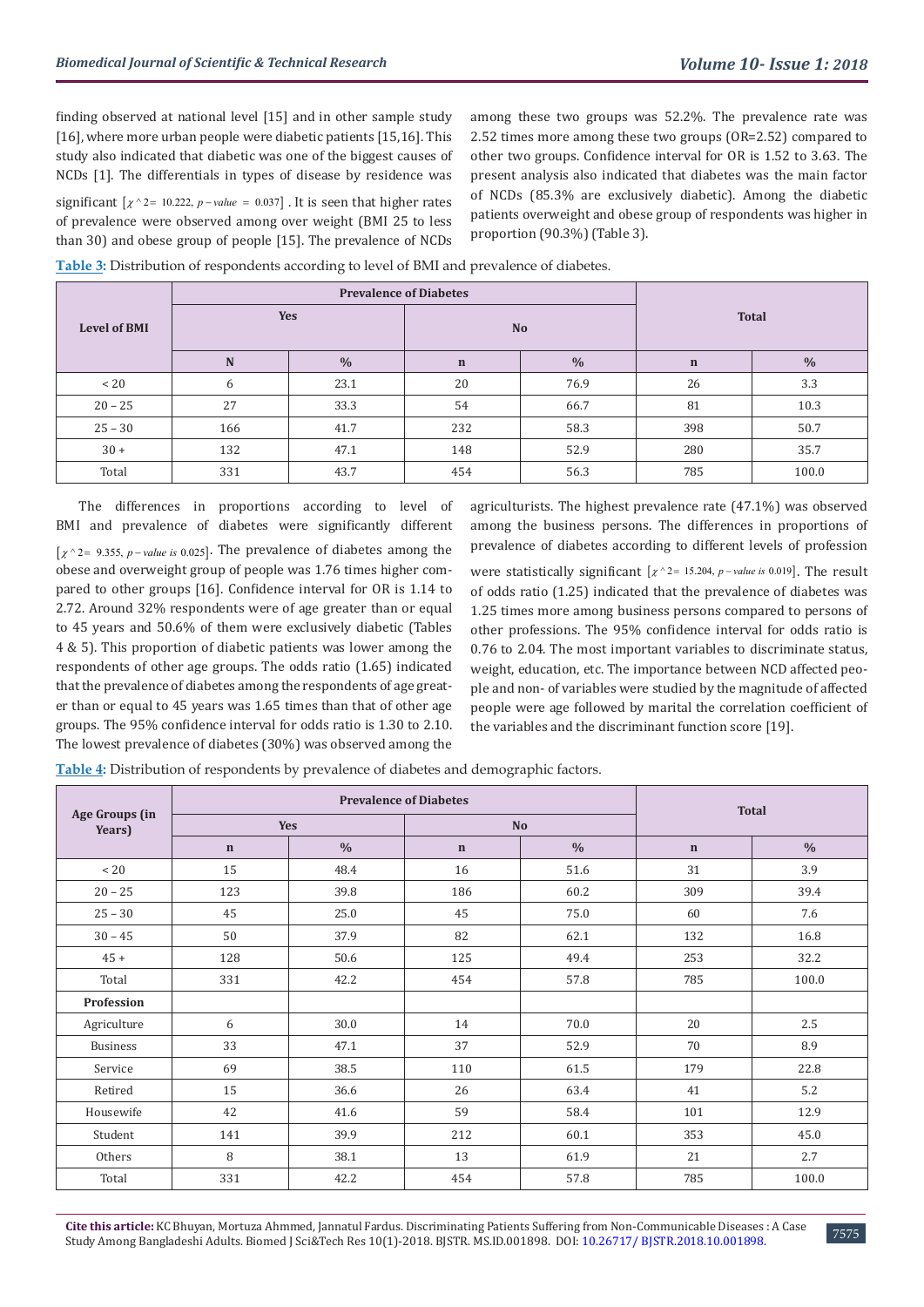finding observed at national level [15] and in other sample study [16], where more urban people were diabetic patients [15,16]. This study also indicated that diabetic was one of the biggest causes of NCDs [1]. The differentials in types of disease by residence was significant [$\chi^2 = 10.222$, $p-value = 0.037$] . It is seen that higher rates of prevalence were observed among over weight (BMI 25 to less than 30) and obese group of people [15]. The prevalence of NCDs among these two groups was 52.2%. The prevalence rate was 2.52 times more among these two groups (OR=2.52) compared to other two groups. Confidence interval for OR is 1.52 to 3.63. The present analysis also indicated that diabetes was the main factor of NCDs (85.3% are exclusively diabetic). Among the diabetic patients overweight and obese group of respondents was higher in proportion (90.3%) (Table 3).

**Table 3:** Distribution of respondents according to level of BMI and prevalence of diabetes.

| Level of BMI | Prevalence of Diabetes | | | | Total | |
|---|---|---|---|---|---|---|
| | Yes | | No | | | |
| | N | % | n | % | n | % |
| < 20 | 6 | 23.1 | 20 | 76.9 | 26 | 3.3 |
| 20 – 25 | 27 | 33.3 | 54 | 66.7 | 81 | 10.3 |
| 25 – 30 | 166 | 41.7 | 232 | 58.3 | 398 | 50.7 |
| 30 + | 132 | 47.1 | 148 | 52.9 | 280 | 35.7 |
| Total | 331 | 43.7 | 454 | 56.3 | 785 | 100.0 |

The differences in proportions according to level of BMI and prevalence of diabetes were significantly different [$\chi^2 = 9.355$, $p-value\ is\ 0.025$]. The prevalence of diabetes among the obese and overweight group of people was 1.76 times higher compared to other groups [16]. Confidence interval for OR is 1.14 to 2.72. Around 32% respondents were of age greater than or equal to 45 years and 50.6% of them were exclusively diabetic (Tables 4 & 5). This proportion of diabetic patients was lower among the respondents of other age groups. The odds ratio (1.65) indicated that the prevalence of diabetes among the respondents of age greater than or equal to 45 years was 1.65 times than that of other age groups. The 95% confidence interval for odds ratio is 1.30 to 2.10. The lowest prevalence of diabetes (30%) was observed among the agriculturists. The highest prevalence rate (47.1%) was observed among the business persons. The differences in proportions of prevalence of diabetes according to different levels of profession were statistically significant [$\chi^2 = 15.204$, $p-value\ is\ 0.019$]. The result of odds ratio (1.25) indicated that the prevalence of diabetes was 1.25 times more among business persons compared to persons of other professions. The 95% confidence interval for odds ratio is 0.76 to 2.04. The most important variables to discriminate status, weight, education, etc. The importance between NCD affected people and non- of variables were studied by the magnitude of affected people were age followed by marital the correlation coefficient of the variables and the discriminant function score [19].

**Table 4:** Distribution of respondents by prevalence of diabetes and demographic factors.

| Age Groups (in Years) | Prevalence of Diabetes | | | | Total | |
|---|---|---|---|---|---|---|
| | Yes | | No | | | |
| | n | % | n | % | n | % |
| < 20 | 15 | 48.4 | 16 | 51.6 | 31 | 3.9 |
| 20 – 25 | 123 | 39.8 | 186 | 60.2 | 309 | 39.4 |
| 25 – 30 | 45 | 25.0 | 45 | 75.0 | 60 | 7.6 |
| 30 – 45 | 50 | 37.9 | 82 | 62.1 | 132 | 16.8 |
| 45 + | 128 | 50.6 | 125 | 49.4 | 253 | 32.2 |
| Total | 331 | 42.2 | 454 | 57.8 | 785 | 100.0 |
| **Profession** | | | | | | |
| Agriculture | 6 | 30.0 | 14 | 70.0 | 20 | 2.5 |
| Business | 33 | 47.1 | 37 | 52.9 | 70 | 8.9 |
| Service | 69 | 38.5 | 110 | 61.5 | 179 | 22.8 |
| Retired | 15 | 36.6 | 26 | 63.4 | 41 | 5.2 |
| Housewife | 42 | 41.6 | 59 | 58.4 | 101 | 12.9 |
| Student | 141 | 39.9 | 212 | 60.1 | 353 | 45.0 |
| Others | 8 | 38.1 | 13 | 61.9 | 21 | 2.7 |
| Total | 331 | 42.2 | 454 | 57.8 | 785 | 100.0 |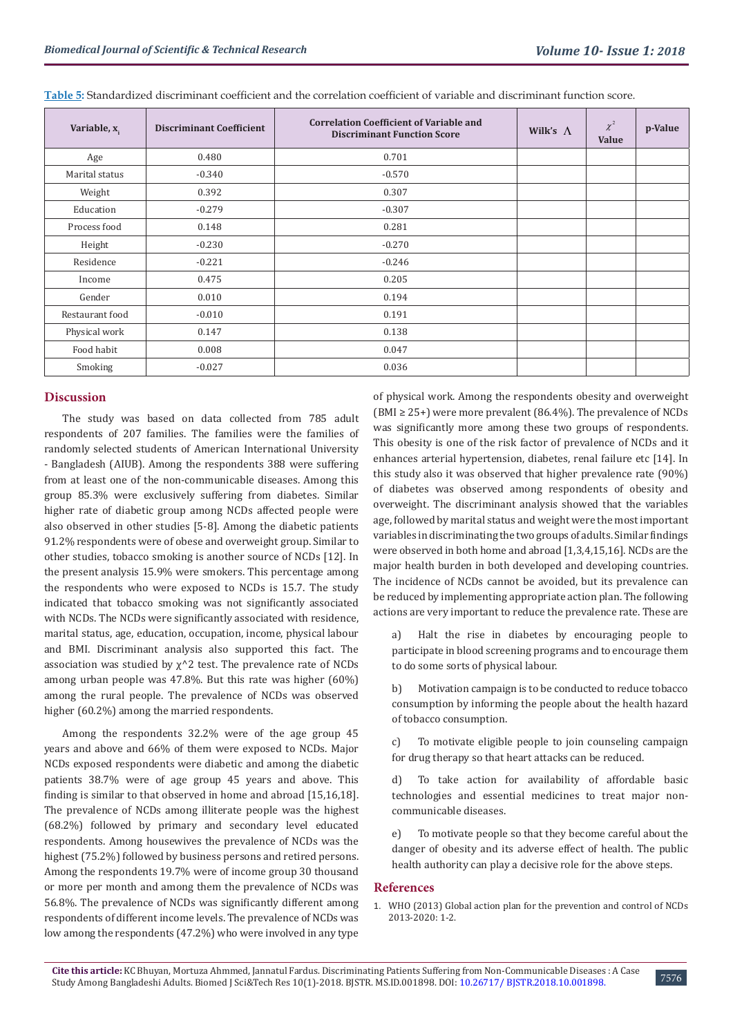**Table 5:** Standardized discriminant coefficient and the correlation coefficient of variable and discriminant function score.

| Variable, $x_i$ | Discriminant Coefficient | Correlation Coefficient of Variable and Discriminant Function Score | Wilk's Λ | $\chi^2$ Value | p-Value |
|---|---|---|---|---|---|
| Age | 0.480 | 0.701 | | | |
| Marital status | -0.340 | -0.570 | | | |
| Weight | 0.392 | 0.307 | | | |
| Education | -0.279 | -0.307 | | | |
| Process food | 0.148 | 0.281 | | | |
| Height | -0.230 | -0.270 | | | |
| Residence | -0.221 | -0.246 | | | |
| Income | 0.475 | 0.205 | | | |
| Gender | 0.010 | 0.194 | | | |
| Restaurant food | -0.010 | 0.191 | | | |
| Physical work | 0.147 | 0.138 | | | |
| Food habit | 0.008 | 0.047 | | | |
| Smoking | -0.027 | 0.036 | | | |

## Discussion

The study was based on data collected from 785 adult respondents of 207 families. The families were the families of randomly selected students of American International University - Bangladesh (AIUB). Among the respondents 388 were suffering from at least one of the non-communicable diseases. Among this group 85.3% were exclusively suffering from diabetes. Similar higher rate of diabetic group among NCDs affected people were also observed in other studies [5-8]. Among the diabetic patients 91.2% respondents were of obese and overweight group. Similar to other studies, tobacco smoking is another source of NCDs [12]. In the present analysis 15.9% were smokers. This percentage among the respondents who were exposed to NCDs is 15.7. The study indicated that tobacco smoking was not significantly associated with NCDs. The NCDs were significantly associated with residence, marital status, age, education, occupation, income, physical labour and BMI. Discriminant analysis also supported this fact. The association was studied by $\chi^2$ test. The prevalence rate of NCDs among urban people was 47.8%. But this rate was higher (60%) among the rural people. The prevalence of NCDs was observed higher (60.2%) among the married respondents.

Among the respondents 32.2% were of the age group 45 years and above and 66% of them were exposed to NCDs. Major NCDs exposed respondents were diabetic and among the diabetic patients 38.7% were of age group 45 years and above. This finding is similar to that observed in home and abroad [15,16,18]. The prevalence of NCDs among illiterate people was the highest (68.2%) followed by primary and secondary level educated respondents. Among housewives the prevalence of NCDs was the highest (75.2%) followed by business persons and retired persons. Among the respondents 19.7% were of income group 30 thousand or more per month and among them the prevalence of NCDs was 56.8%. The prevalence of NCDs was significantly different among respondents of different income levels. The prevalence of NCDs was low among the respondents (47.2%) who were involved in any type of physical work. Among the respondents obesity and overweight (BMI ≥ 25+) were more prevalent (86.4%). The prevalence of NCDs was significantly more among these two groups of respondents. This obesity is one of the risk factor of prevalence of NCDs and it enhances arterial hypertension, diabetes, renal failure etc [14]. In this study also it was observed that higher prevalence rate (90%) of diabetes was observed among respondents of obesity and overweight. The discriminant analysis showed that the variables age, followed by marital status and weight were the most important variables in discriminating the two groups of adults. Similar findings were observed in both home and abroad [1,3,4,15,16]. NCDs are the major health burden in both developed and developing countries. The incidence of NCDs cannot be avoided, but its prevalence can be reduced by implementing appropriate action plan. The following actions are very important to reduce the prevalence rate. These are

a) Halt the rise in diabetes by encouraging people to participate in blood screening programs and to encourage them to do some sorts of physical labour.

b) Motivation campaign is to be conducted to reduce tobacco consumption by informing the people about the health hazard of tobacco consumption.

c) To motivate eligible people to join counseling campaign for drug therapy so that heart attacks can be reduced.

d) To take action for availability of affordable basic technologies and essential medicines to treat major non-communicable diseases.

e) To motivate people so that they become careful about the danger of obesity and its adverse effect of health. The public health authority can play a decisive role for the above steps.

## References

1. WHO (2013) Global action plan for the prevention and control of NCDs 2013-2020: 1-2.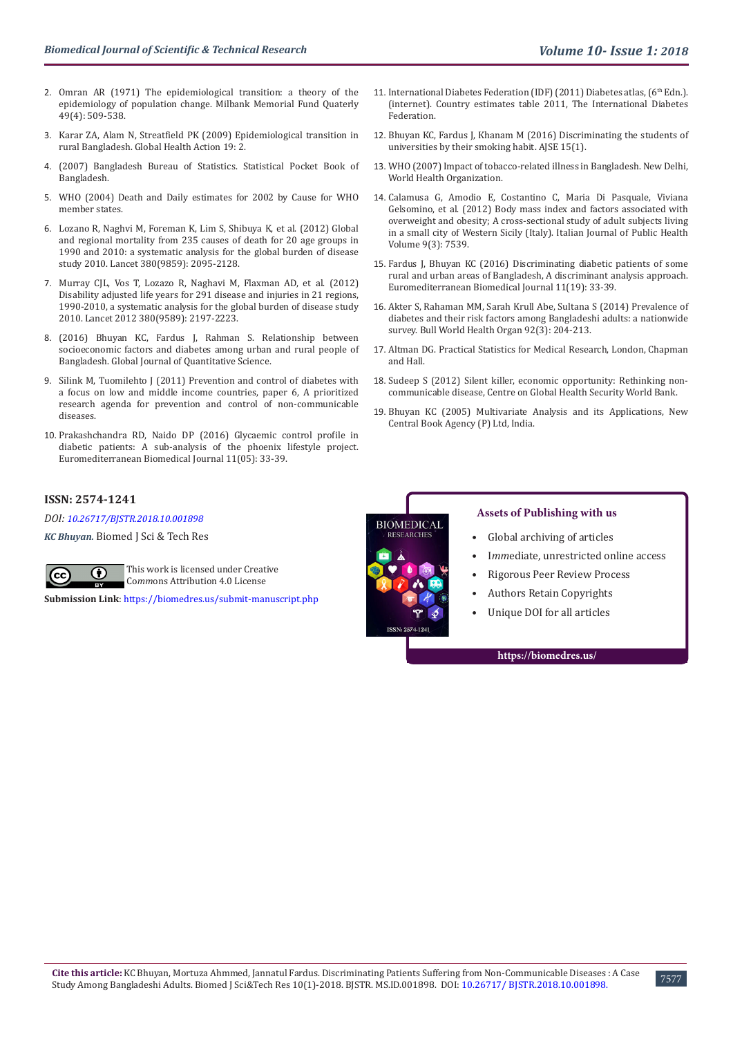2. Omran AR (1971) The epidemiological transition: a theory of the epidemiology of population change. Milbank Memorial Fund Quaterly 49(4): 509-538.
3. Karar ZA, Alam N, Streatfield PK (2009) Epidemiological transition in rural Bangladesh. Global Health Action 19: 2.
4. (2007) Bangladesh Bureau of Statistics. Statistical Pocket Book of Bangladesh.
5. WHO (2004) Death and Daily estimates for 2002 by Cause for WHO member states.
6. Lozano R, Naghvi M, Foreman K, Lim S, Shibuya K, et al. (2012) Global and regional mortality from 235 causes of death for 20 age groups in 1990 and 2010: a systematic analysis for the global burden of disease study 2010. Lancet 380(9859): 2095-2128.
7. Murray CJL, Vos T, Lozazo R, Naghavi M, Flaxman AD, et al. (2012) Disability adjusted life years for 291 disease and injuries in 21 regions, 1990-2010, a systematic analysis for the global burden of disease study 2010. Lancet 2012 380(9589): 2197-2223.
8. (2016) Bhuyan KC, Fardus J, Rahman S. Relationship between socioeconomic factors and diabetes among urban and rural people of Bangladesh. Global Journal of Quantitative Science.
9. Silink M, Tuomilehto J (2011) Prevention and control of diabetes with a focus on low and middle income countries, paper 6, A prioritized research agenda for prevention and control of non-communicable diseases.
10. Prakashchandra RD, Naido DP (2016) Glycaemic control profile in diabetic patients: A sub-analysis of the phoenix lifestyle project. Euromediterranean Biomedical Journal 11(05): 33-39.
11. International Diabetes Federation (IDF) (2011) Diabetes atlas, (6th Edn.). (internet). Country estimates table 2011, The International Diabetes Federation.
12. Bhuyan KC, Fardus J, Khanam M (2016) Discriminating the students of universities by their smoking habit. AJSE 15(1).
13. WHO (2007) Impact of tobacco-related illness in Bangladesh. New Delhi, World Health Organization.
14. Calamusa G, Amodio E, Costantino C, Maria Di Pasquale, Viviana Gelsomino, et al. (2012) Body mass index and factors associated with overweight and obesity; A cross-sectional study of adult subjects living in a small city of Western Sicily (Italy). Italian Journal of Public Health Volume 9(3): 7539.
15. Fardus J, Bhuyan KC (2016) Discriminating diabetic patients of some rural and urban areas of Bangladesh, A discriminant analysis approach. Euromediterranean Biomedical Journal 11(19): 33-39.
16. Akter S, Rahaman MM, Sarah Krull Abe, Sultana S (2014) Prevalence of diabetes and their risk factors among Bangladeshi adults: a nationwide survey. Bull World Health Organ 92(3): 204-213.
17. Altman DG. Practical Statistics for Medical Research, London, Chapman and Hall.
18. Sudeep S (2012) Silent killer, economic opportunity: Rethinking non-communicable disease, Centre on Global Health Security World Bank.
19. Bhuyan KC (2005) Multivariate Analysis and its Applications, New Central Book Agency (P) Ltd, India.

**ISSN: 2574-1241**

*DOI: 10.26717/BJSTR.2018.10.001898*

*KC Bhuyan.* Biomed J Sci & Tech Res

This work is licensed under Creative Commons Attribution 4.0 License

**Submission Link**: https://biomedres.us/submit-manuscript.php

**Assets of Publishing with us**

- Global archiving of articles
- Immediate, unrestricted online access
- Rigorous Peer Review Process
- Authors Retain Copyrights
- Unique DOI for all articles

**https://biomedres.us/**

**Cite this article:** KC Bhuyan, Mortuza Ahmmed, Jannatul Fardus. Discriminating Patients Suffering from Non-Communicable Diseases : A Case Study Among Bangladeshi Adults. Biomed J Sci&Tech Res 10(1)-2018. BJSTR. MS.ID.001898. DOI: 10.26717/ BJSTR.2018.10.001898.